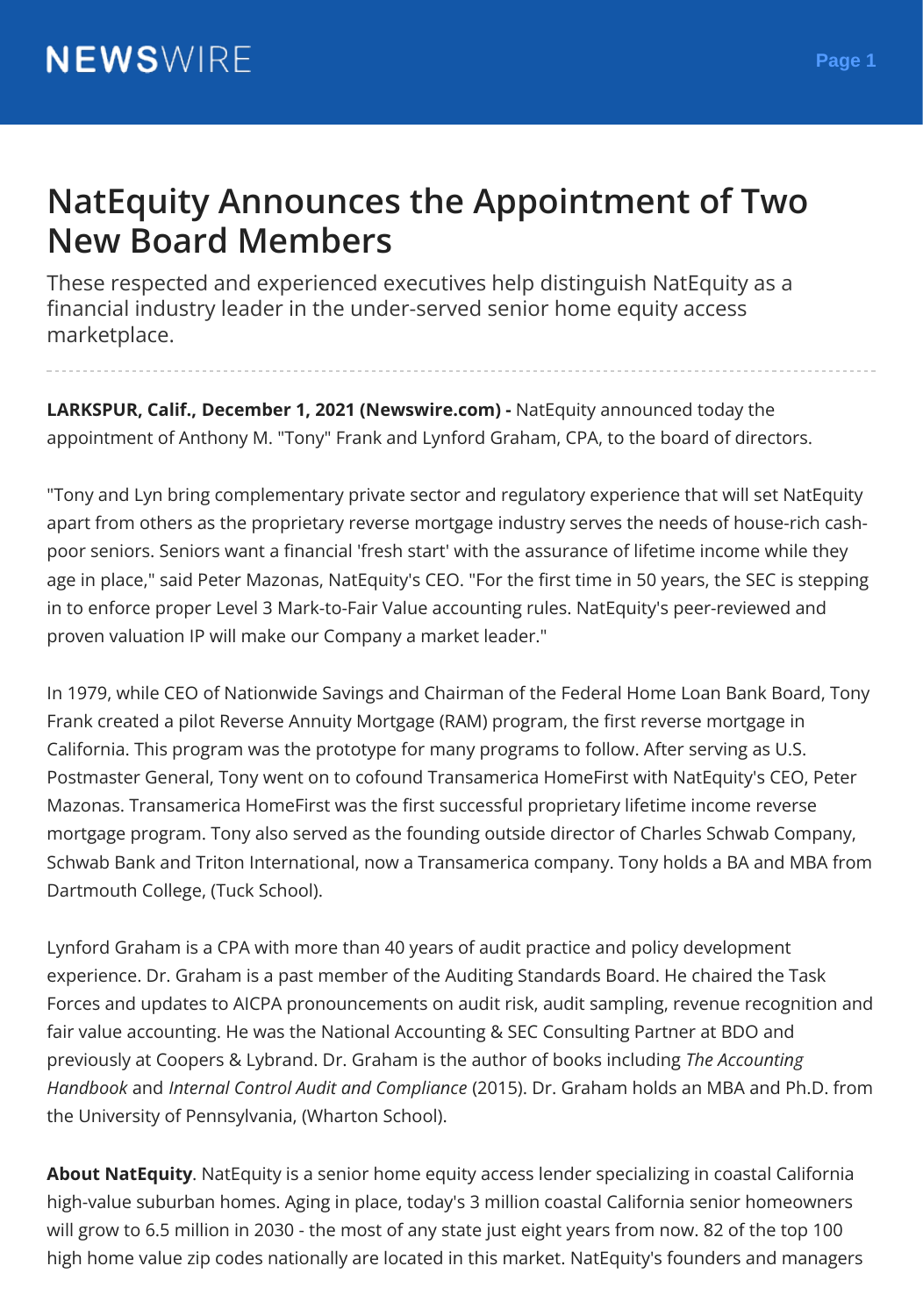# NatEquity Announces the Appointment of Two New Board Members

These respected and experienced executives help distinguish NatEquity as a financial industry leader in the under-served senior home equity access marketplace.

**LARKSPUR, Calif., December 1, 2021 (Newswire.com) -** NatEquity announced today the appointment of Anthony M. "Tony" Frank and Lynford Graham, CPA, to the board of directors.

"Tony and Lyn bring complementary private sector and regulatory experience that will set NatEquity apart from others as the proprietary reverse mortgage industry serves the needs of house-rich cash-poor seniors. Seniors want a financial 'fresh start' with the assurance of lifetime income while they age in place," said Peter Mazonas, NatEquity's CEO. "For the first time in 50 years, the SEC is stepping in to enforce proper Level 3 Mark-to-Fair Value accounting rules. NatEquity's peer-reviewed and proven valuation IP will make our Company a market leader."

In 1979, while CEO of Nationwide Savings and Chairman of the Federal Home Loan Bank Board, Tony Frank created a pilot Reverse Annuity Mortgage (RAM) program, the first reverse mortgage in California. This program was the prototype for many programs to follow. After serving as U.S. Postmaster General, Tony went on to cofound Transamerica HomeFirst with NatEquity's CEO, Peter Mazonas. Transamerica HomeFirst was the first successful proprietary lifetime income reverse mortgage program. Tony also served as the founding outside director of Charles Schwab Company, Schwab Bank and Triton International, now a Transamerica company. Tony holds a BA and MBA from Dartmouth College, (Tuck School).

Lynford Graham is a CPA with more than 40 years of audit practice and policy development experience. Dr. Graham is a past member of the Auditing Standards Board. He chaired the Task Forces and updates to AICPA pronouncements on audit risk, audit sampling, revenue recognition and fair value accounting. He was the National Accounting & SEC Consulting Partner at BDO and previously at Coopers & Lybrand. Dr. Graham is the author of books including *The Accounting Handbook* and *Internal Control Audit and Compliance* (2015). Dr. Graham holds an MBA and Ph.D. from the University of Pennsylvania, (Wharton School).

**About NatEquity**. NatEquity is a senior home equity access lender specializing in coastal California high-value suburban homes. Aging in place, today's 3 million coastal California senior homeowners will grow to 6.5 million in 2030 - the most of any state just eight years from now. 82 of the top 100 high home value zip codes nationally are located in this market. NatEquity's founders and managers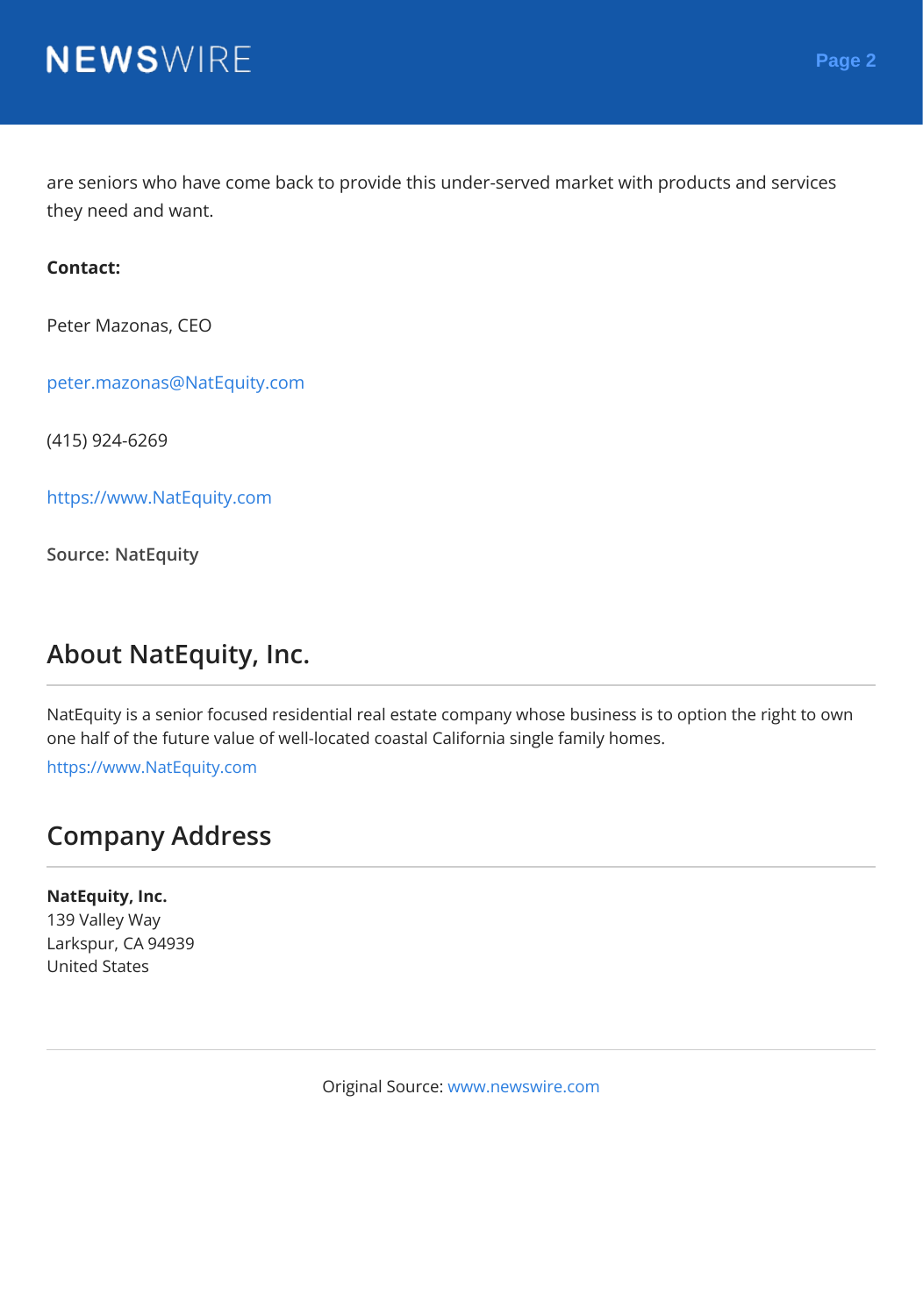are seniors who have come back to provide this under-served market with products and services they need and want.

**Contact:**

Peter Mazonas, CEO

peter.mazonas@NatEquity.com

(415) 924-6269

https://www.NatEquity.com

Source: NatEquity

## About NatEquity, Inc.

NatEquity is a senior focused residential real estate company whose business is to option the right to own one half of the future value of well-located coastal California single family homes.

https://www.NatEquity.com

## Company Address

**NatEquity, Inc.**
139 Valley Way
Larkspur, CA 94939
United States

Original Source: www.newswire.com